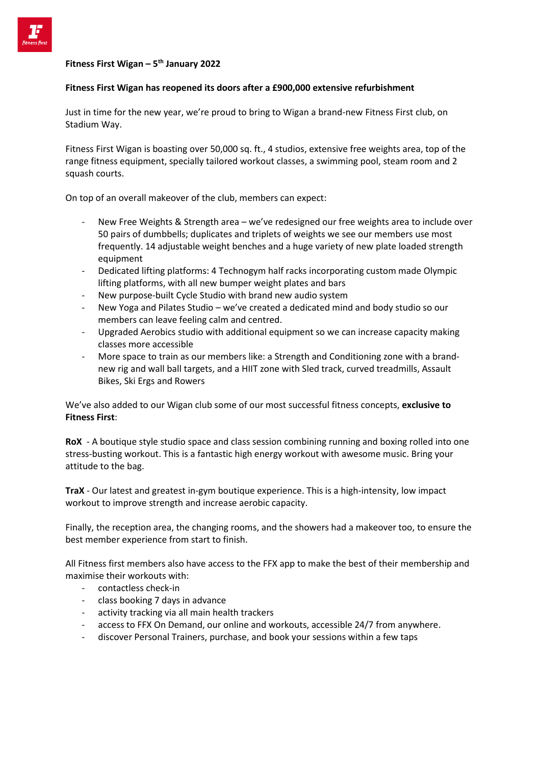**Fitness First Wigan – 5th January 2022**

**Fitness First Wigan has reopened its doors after a £900,000 extensive refurbishment**

Just in time for the new year, we're proud to bring to Wigan a brand-new Fitness First club, on Stadium Way.

Fitness First Wigan is boasting over 50,000 sq. ft., 4 studios, extensive free weights area, top of the range fitness equipment, specially tailored workout classes, a swimming pool, steam room and 2 squash courts.

On top of an overall makeover of the club, members can expect:

- New Free Weights & Strength area – we've redesigned our free weights area to include over 50 pairs of dumbbells; duplicates and triplets of weights we see our members use most frequently. 14 adjustable weight benches and a huge variety of new plate loaded strength equipment
- Dedicated lifting platforms: 4 Technogym half racks incorporating custom made Olympic lifting platforms, with all new bumper weight plates and bars
- New purpose-built Cycle Studio with brand new audio system
- New Yoga and Pilates Studio – we've created a dedicated mind and body studio so our members can leave feeling calm and centred.
- Upgraded Aerobics studio with additional equipment so we can increase capacity making classes more accessible
- More space to train as our members like: a Strength and Conditioning zone with a brand-new rig and wall ball targets, and a HIIT zone with Sled track, curved treadmills, Assault Bikes, Ski Ergs and Rowers

We've also added to our Wigan club some of our most successful fitness concepts, **exclusive to Fitness First**:

**RoX** - A boutique style studio space and class session combining running and boxing rolled into one stress-busting workout. This is a fantastic high energy workout with awesome music. Bring your attitude to the bag.

**TraX** - Our latest and greatest in-gym boutique experience. This is a high-intensity, low impact workout to improve strength and increase aerobic capacity.

Finally, the reception area, the changing rooms, and the showers had a makeover too, to ensure the best member experience from start to finish.

All Fitness first members also have access to the FFX app to make the best of their membership and maximise their workouts with:

- contactless check-in
- class booking 7 days in advance
- activity tracking via all main health trackers
- access to FFX On Demand, our online and workouts, accessible 24/7 from anywhere.
- discover Personal Trainers, purchase, and book your sessions within a few taps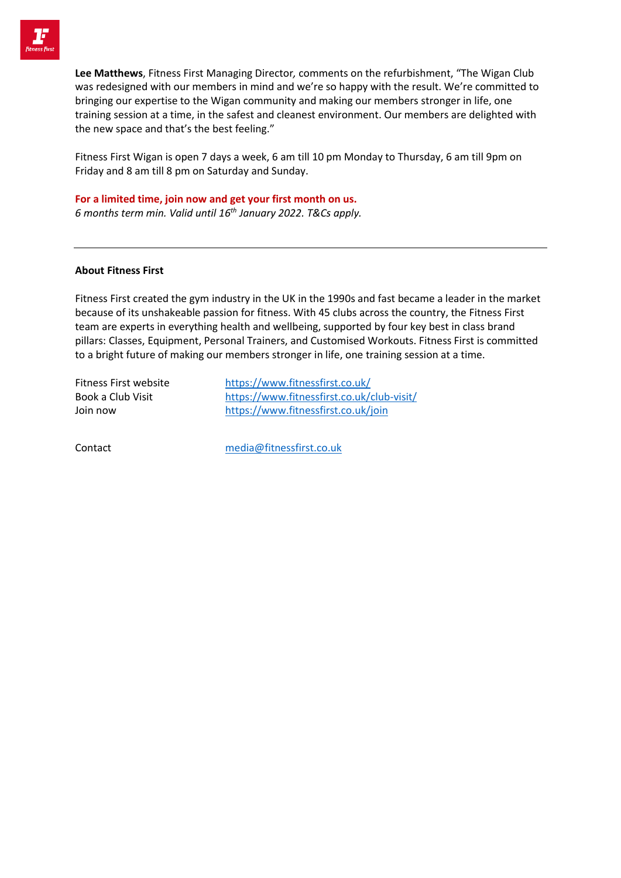**Lee Matthews**, Fitness First Managing Director, comments on the refurbishment, "The Wigan Club was redesigned with our members in mind and we're so happy with the result. We're committed to bringing our expertise to the Wigan community and making our members stronger in life, one training session at a time, in the safest and cleanest environment. Our members are delighted with the new space and that's the best feeling."

Fitness First Wigan is open 7 days a week, 6 am till 10 pm Monday to Thursday, 6 am till 9pm on Friday and 8 am till 8 pm on Saturday and Sunday.

**For a limited time, join now and get your first month on us.**
*6 months term min. Valid until 16th January 2022. T&Cs apply.*

---

**About Fitness First**

Fitness First created the gym industry in the UK in the 1990s and fast became a leader in the market because of its unshakeable passion for fitness. With 45 clubs across the country, the Fitness First team are experts in everything health and wellbeing, supported by four key best in class brand pillars: Classes, Equipment, Personal Trainers, and Customised Workouts. Fitness First is committed to a bright future of making our members stronger in life, one training session at a time.

| | |
|---|---|
| Fitness First website | https://www.fitnessfirst.co.uk/ |
| Book a Club Visit | https://www.fitnessfirst.co.uk/club-visit/ |
| Join now | https://www.fitnessfirst.co.uk/join |

Contact media@fitnessfirst.co.uk